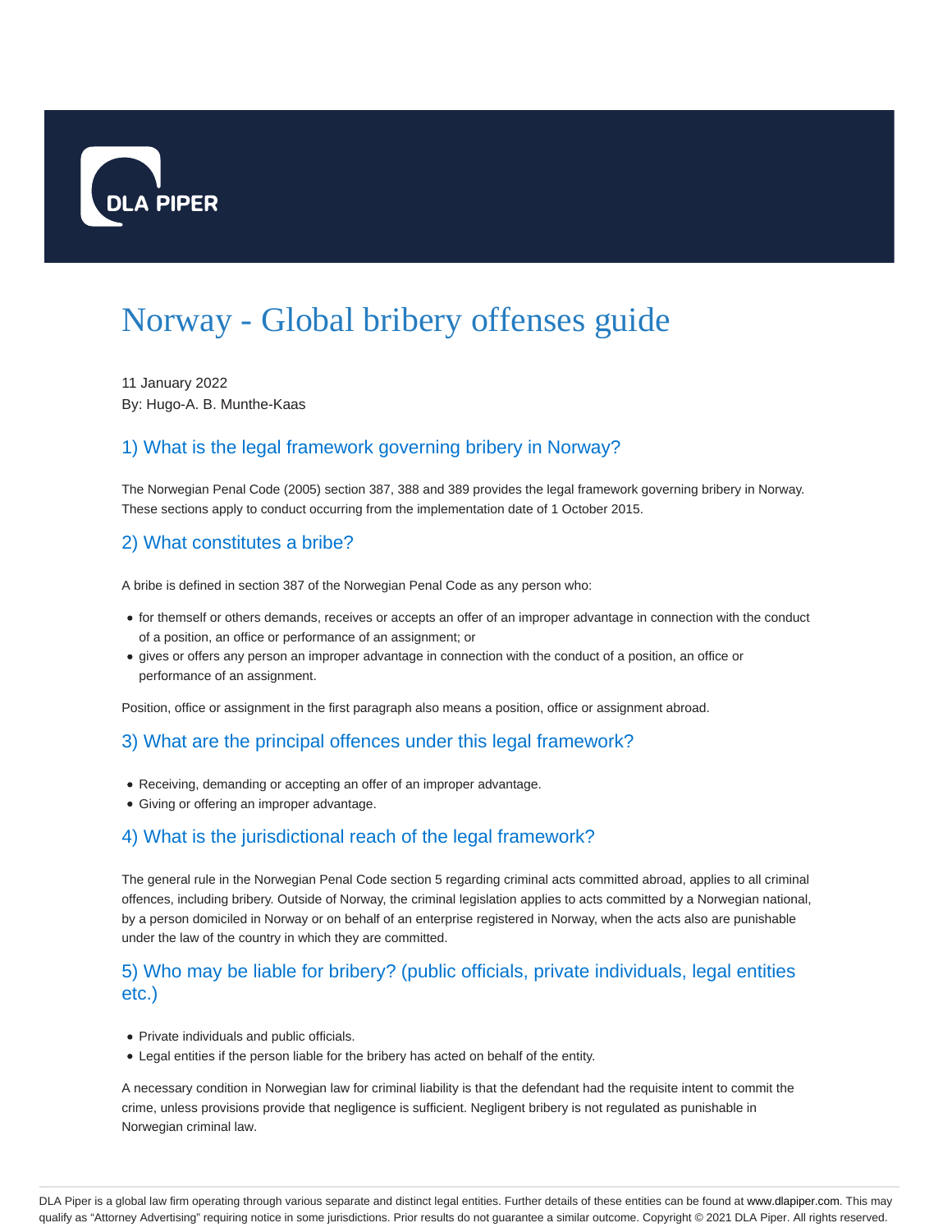# Norway - Global bribery offenses guide

11 January 2022
By: Hugo-A. B. Munthe-Kaas

## 1) What is the legal framework governing bribery in Norway?

The Norwegian Penal Code (2005) section 387, 388 and 389 provides the legal framework governing bribery in Norway. These sections apply to conduct occurring from the implementation date of 1 October 2015.

## 2) What constitutes a bribe?

A bribe is defined in section 387 of the Norwegian Penal Code as any person who:

- for themself or others demands, receives or accepts an offer of an improper advantage in connection with the conduct of a position, an office or performance of an assignment; or
- gives or offers any person an improper advantage in connection with the conduct of a position, an office or performance of an assignment.

Position, office or assignment in the first paragraph also means a position, office or assignment abroad.

## 3) What are the principal offences under this legal framework?

- Receiving, demanding or accepting an offer of an improper advantage.
- Giving or offering an improper advantage.

## 4) What is the jurisdictional reach of the legal framework?

The general rule in the Norwegian Penal Code section 5 regarding criminal acts committed abroad, applies to all criminal offences, including bribery. Outside of Norway, the criminal legislation applies to acts committed by a Norwegian national, by a person domiciled in Norway or on behalf of an enterprise registered in Norway, when the acts also are punishable under the law of the country in which they are committed.

## 5) Who may be liable for bribery? (public officials, private individuals, legal entities etc.)

- Private individuals and public officials.
- Legal entities if the person liable for the bribery has acted on behalf of the entity.

A necessary condition in Norwegian law for criminal liability is that the defendant had the requisite intent to commit the crime, unless provisions provide that negligence is sufficient. Negligent bribery is not regulated as punishable in Norwegian criminal law.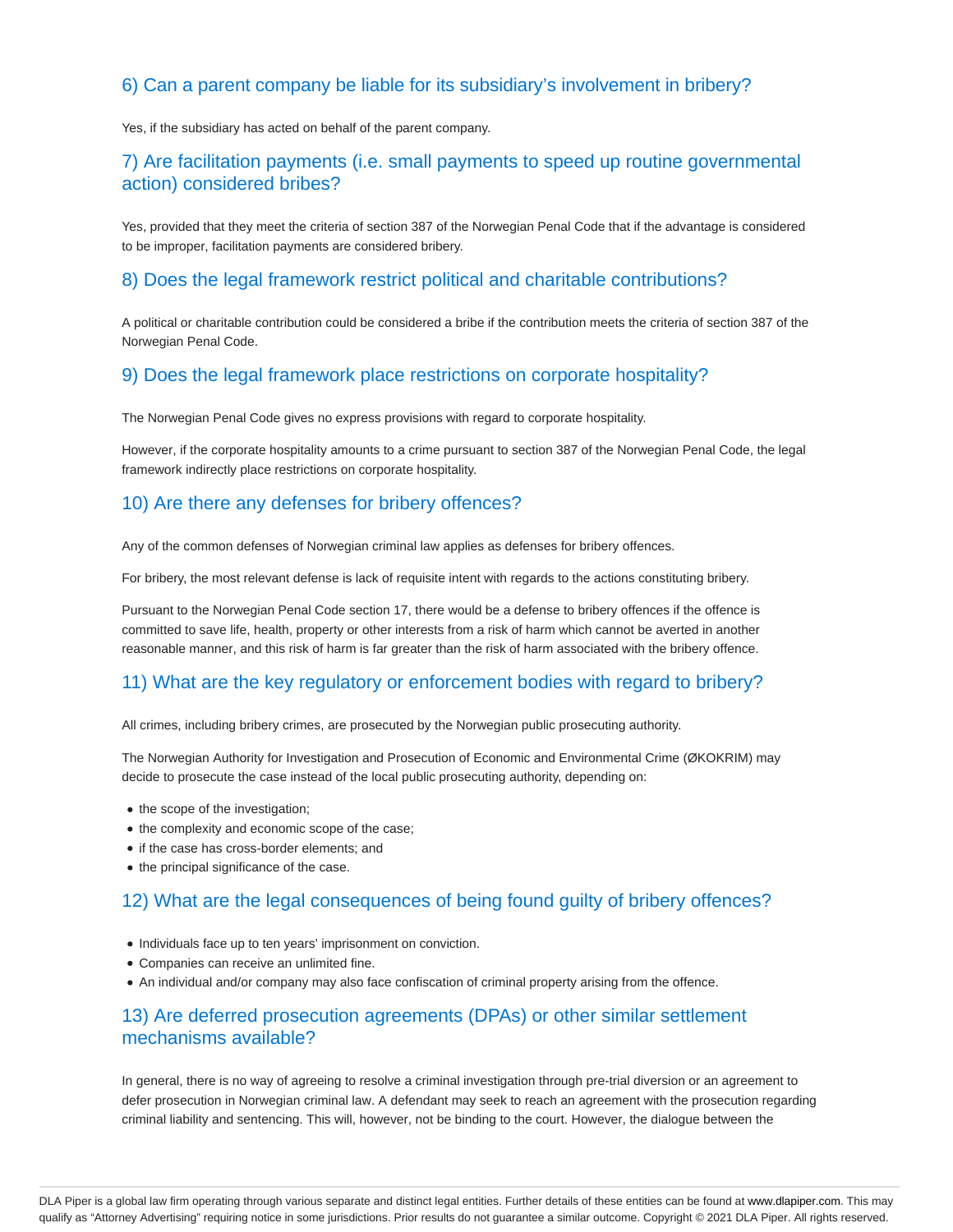## 6) Can a parent company be liable for its subsidiary's involvement in bribery?

Yes, if the subsidiary has acted on behalf of the parent company.

## 7) Are facilitation payments (i.e. small payments to speed up routine governmental action) considered bribes?

Yes, provided that they meet the criteria of section 387 of the Norwegian Penal Code that if the advantage is considered to be improper, facilitation payments are considered bribery.

## 8) Does the legal framework restrict political and charitable contributions?

A political or charitable contribution could be considered a bribe if the contribution meets the criteria of section 387 of the Norwegian Penal Code.

## 9) Does the legal framework place restrictions on corporate hospitality?

The Norwegian Penal Code gives no express provisions with regard to corporate hospitality.

However, if the corporate hospitality amounts to a crime pursuant to section 387 of the Norwegian Penal Code, the legal framework indirectly place restrictions on corporate hospitality.

## 10) Are there any defenses for bribery offences?

Any of the common defenses of Norwegian criminal law applies as defenses for bribery offences.

For bribery, the most relevant defense is lack of requisite intent with regards to the actions constituting bribery.

Pursuant to the Norwegian Penal Code section 17, there would be a defense to bribery offences if the offence is committed to save life, health, property or other interests from a risk of harm which cannot be averted in another reasonable manner, and this risk of harm is far greater than the risk of harm associated with the bribery offence.

## 11) What are the key regulatory or enforcement bodies with regard to bribery?

All crimes, including bribery crimes, are prosecuted by the Norwegian public prosecuting authority.

The Norwegian Authority for Investigation and Prosecution of Economic and Environmental Crime (ØKOKRIM) may decide to prosecute the case instead of the local public prosecuting authority, depending on:

- the scope of the investigation;
- the complexity and economic scope of the case;
- if the case has cross-border elements; and
- the principal significance of the case.

## 12) What are the legal consequences of being found guilty of bribery offences?

- Individuals face up to ten years' imprisonment on conviction.
- Companies can receive an unlimited fine.
- An individual and/or company may also face confiscation of criminal property arising from the offence.

## 13) Are deferred prosecution agreements (DPAs) or other similar settlement mechanisms available?

In general, there is no way of agreeing to resolve a criminal investigation through pre-trial diversion or an agreement to defer prosecution in Norwegian criminal law. A defendant may seek to reach an agreement with the prosecution regarding criminal liability and sentencing. This will, however, not be binding to the court. However, the dialogue between the

DLA Piper is a global law firm operating through various separate and distinct legal entities. Further details of these entities can be found at www.dlapiper.com. This may qualify as "Attorney Advertising" requiring notice in some jurisdictions. Prior results do not guarantee a similar outcome. Copyright © 2021 DLA Piper. All rights reserved.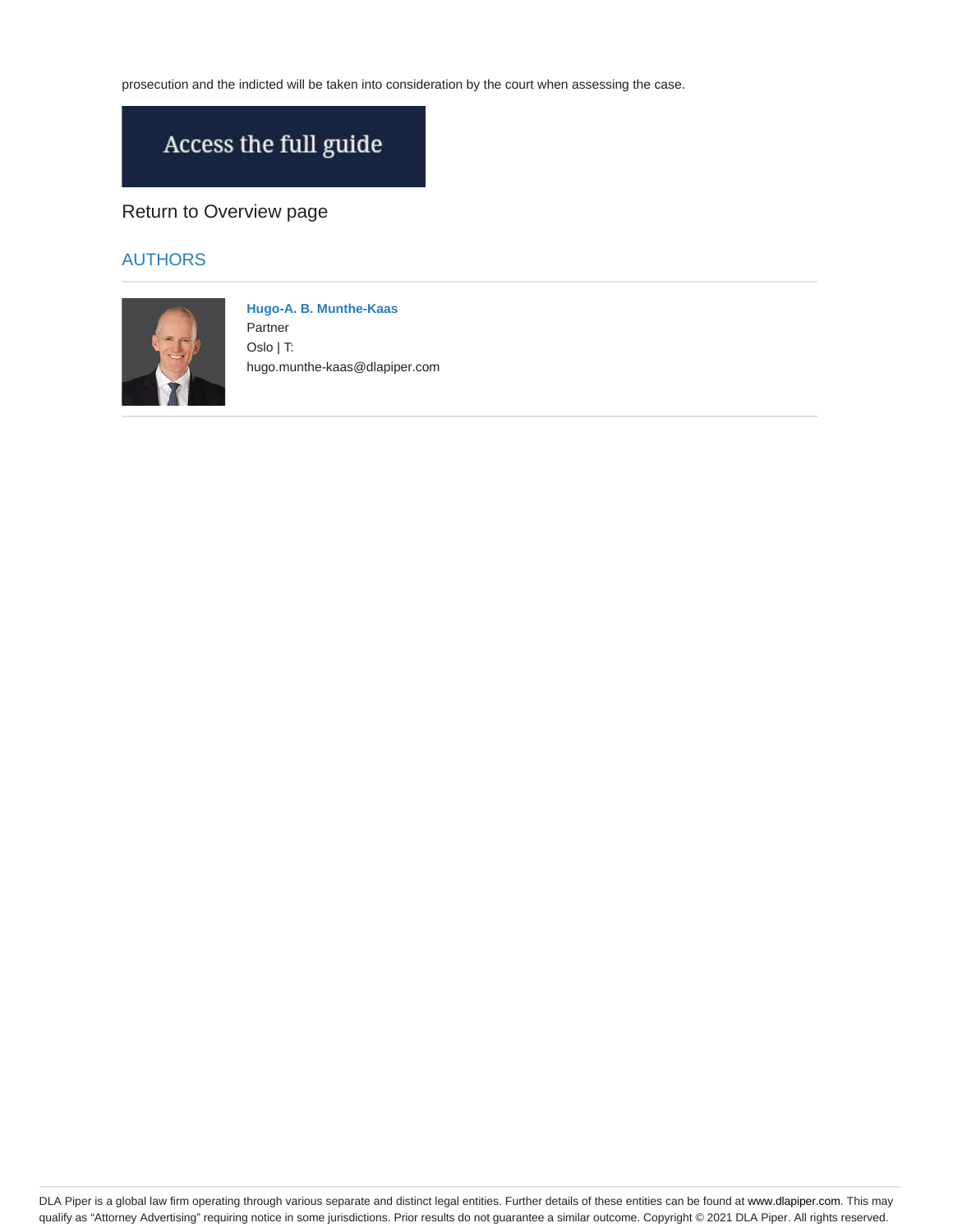prosecution and the indicted will be taken into consideration by the court when assessing the case.

Access the full guide

Return to Overview page

## AUTHORS

**Hugo-A. B. Munthe-Kaas**
Partner
Oslo | T:
hugo.munthe-kaas@dlapiper.com

DLA Piper is a global law firm operating through various separate and distinct legal entities. Further details of these entities can be found at www.dlapiper.com. This may qualify as “Attorney Advertising” requiring notice in some jurisdictions. Prior results do not guarantee a similar outcome. Copyright © 2021 DLA Piper. All rights reserved.